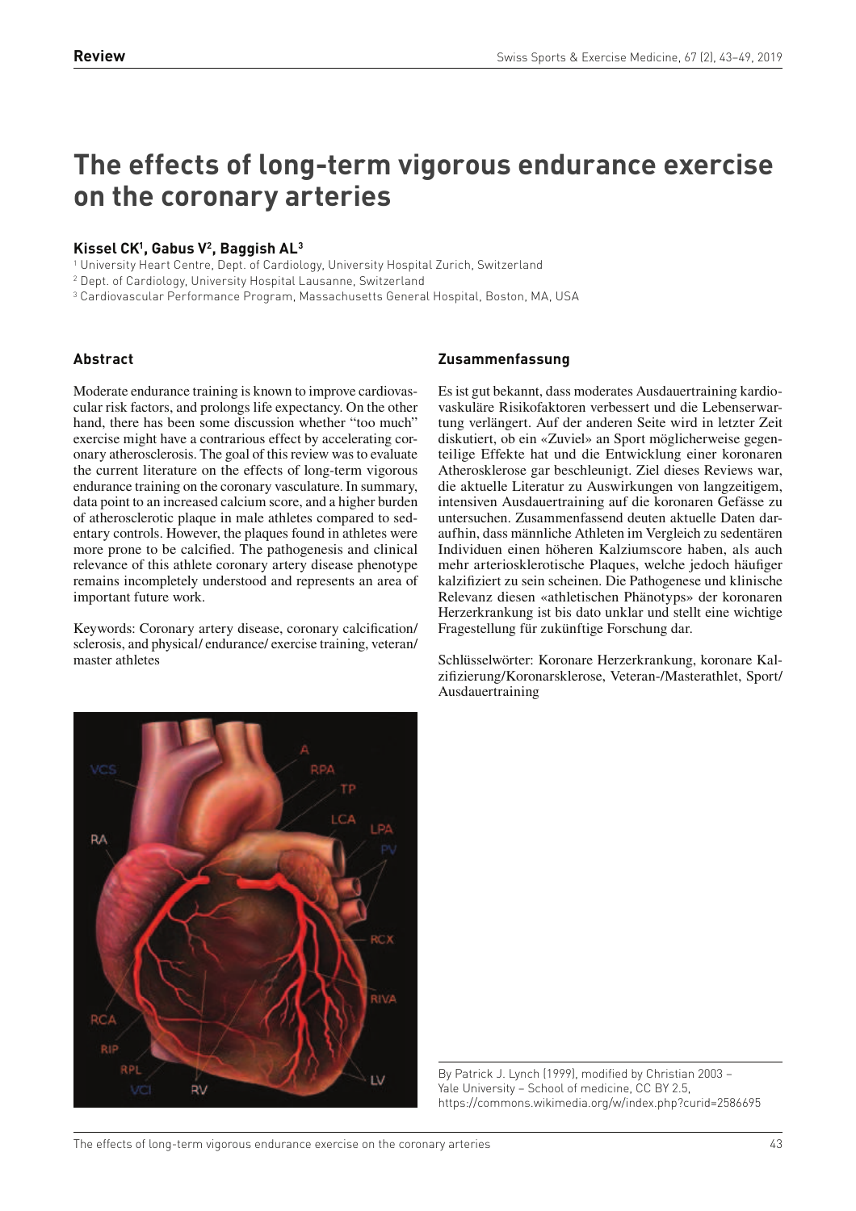**Review**

# The effects of long-term vigorous endurance exercise on the coronary arteries

**Kissel CK[1], Gabus V[2], Baggish AL[3]**

[1] University Heart Centre, Dept. of Cardiology, University Hospital Zurich, Switzerland
[2] Dept. of Cardiology, University Hospital Lausanne, Switzerland
[3] Cardiovascular Performance Program, Massachusetts General Hospital, Boston, MA, USA

### Abstract

Moderate endurance training is known to improve cardiovascular risk factors, and prolongs life expectancy. On the other hand, there has been some discussion whether "too much" exercise might have a contrarious effect by accelerating coronary atherosclerosis. The goal of this review was to evaluate the current literature on the effects of long-term vigorous endurance training on the coronary vasculature. In summary, data point to an increased calcium score, and a higher burden of atherosclerotic plaque in male athletes compared to sedentary controls. However, the plaques found in athletes were more prone to be calcified. The pathogenesis and clinical relevance of this athlete coronary artery disease phenotype remains incompletely understood and represents an area of important future work.

Keywords: Coronary artery disease, coronary calcification/sclerosis, and physical/ endurance/ exercise training, veteran/master athletes

### Zusammenfassung

Es ist gut bekannt, dass moderates Ausdauertraining kardiovaskuläre Risikofaktoren verbessert und die Lebenserwartung verlängert. Auf der anderen Seite wird in letzter Zeit diskutiert, ob ein «Zuviel» an Sport möglicherweise gegenteilige Effekte hat und die Entwicklung einer koronaren Atherosklerose gar beschleunigt. Ziel dieses Reviews war, die aktuelle Literatur zu Auswirkungen von langzeitigem, intensiven Ausdauertraining auf die koronaren Gefässe zu untersuchen. Zusammenfassend deuten aktuelle Daten daraufhin, dass männliche Athleten im Vergleich zu sedentären Individuen einen höheren Kalziumscore haben, als auch mehr arteriosklerotische Plaques, welche jedoch häufiger kalzifiziert zu sein scheinen. Die Pathogenese und klinische Relevanz diesen «athletischen Phänotyps» der koronaren Herzerkrankung ist bis dato unklar und stellt eine wichtige Fragestellung für zukünftige Forschung dar.

Schlüsselwörter: Koronare Herzerkrankung, koronare Kalzifizierung/Koronarsklerose, Veteran-/Masterathlet, Sport/Ausdauertraining

By Patrick J. Lynch (1999), modified by Christian 2003 – Yale University – School of medicine, CC BY 2.5, https://commons.wikimedia.org/w/index.php?curid=2586695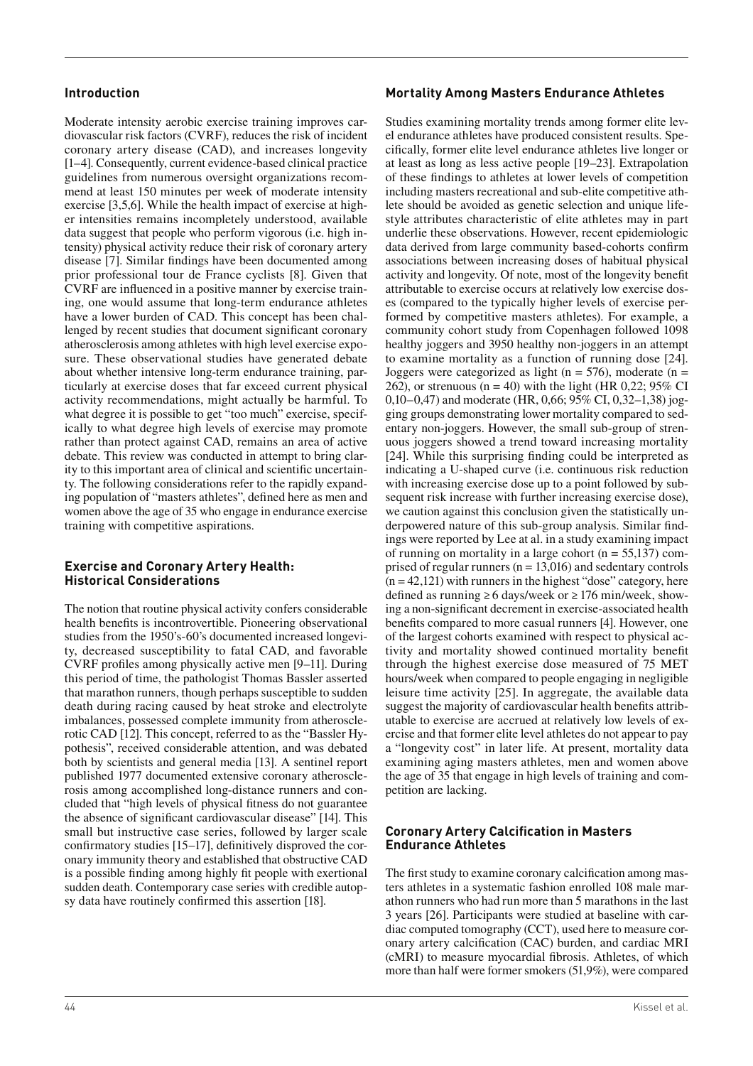## Introduction

Moderate intensity aerobic exercise training improves cardiovascular risk factors (CVRF), reduces the risk of incident coronary artery disease (CAD), and increases longevity [1–4]. Consequently, current evidence-based clinical practice guidelines from numerous oversight organizations recommend at least 150 minutes per week of moderate intensity exercise [3,5,6]. While the health impact of exercise at higher intensities remains incompletely understood, available data suggest that people who perform vigorous (i.e. high intensity) physical activity reduce their risk of coronary artery disease [7]. Similar findings have been documented among prior professional tour de France cyclists [8]. Given that CVRF are influenced in a positive manner by exercise training, one would assume that long-term endurance athletes have a lower burden of CAD. This concept has been challenged by recent studies that document significant coronary atherosclerosis among athletes with high level exercise exposure. These observational studies have generated debate about whether intensive long-term endurance training, particularly at exercise doses that far exceed current physical activity recommendations, might actually be harmful. To what degree it is possible to get "too much" exercise, specifically to what degree high levels of exercise may promote rather than protect against CAD, remains an area of active debate. This review was conducted in attempt to bring clarity to this important area of clinical and scientific uncertainty. The following considerations refer to the rapidly expanding population of "masters athletes", defined here as men and women above the age of 35 who engage in endurance exercise training with competitive aspirations.

## Exercise and Coronary Artery Health: Historical Considerations

The notion that routine physical activity confers considerable health benefits is incontrovertible. Pioneering observational studies from the 1950's-60's documented increased longevity, decreased susceptibility to fatal CAD, and favorable CVRF profiles among physically active men [9–11]. During this period of time, the pathologist Thomas Bassler asserted that marathon runners, though perhaps susceptible to sudden death during racing caused by heat stroke and electrolyte imbalances, possessed complete immunity from atherosclerotic CAD [12]. This concept, referred to as the "Bassler Hypothesis", received considerable attention, and was debated both by scientists and general media [13]. A sentinel report published 1977 documented extensive coronary atherosclerosis among accomplished long-distance runners and concluded that "high levels of physical fitness do not guarantee the absence of significant cardiovascular disease" [14]. This small but instructive case series, followed by larger scale confirmatory studies [15–17], definitively disproved the coronary immunity theory and established that obstructive CAD is a possible finding among highly fit people with exertional sudden death. Contemporary case series with credible autopsy data have routinely confirmed this assertion [18].

## Mortality Among Masters Endurance Athletes

Studies examining mortality trends among former elite level endurance athletes have produced consistent results. Specifically, former elite level endurance athletes live longer or at least as long as less active people [19–23]. Extrapolation of these findings to athletes at lower levels of competition including masters recreational and sub-elite competitive athlete should be avoided as genetic selection and unique lifestyle attributes characteristic of elite athletes may in part underlie these observations. However, recent epidemiologic data derived from large community based-cohorts confirm associations between increasing doses of habitual physical activity and longevity. Of note, most of the longevity benefit attributable to exercise occurs at relatively low exercise doses (compared to the typically higher levels of exercise performed by competitive masters athletes). For example, a community cohort study from Copenhagen followed 1098 healthy joggers and 3950 healthy non-joggers in an attempt to examine mortality as a function of running dose [24]. Joggers were categorized as light (n = 576), moderate (n = 262), or strenuous (n = 40) with the light (HR 0,22; 95% CI 0,10–0,47) and moderate (HR, 0,66; 95% CI, 0,32–1,38) jogging groups demonstrating lower mortality compared to sedentary non-joggers. However, the small sub-group of strenuous joggers showed a trend toward increasing mortality [24]. While this surprising finding could be interpreted as indicating a U-shaped curve (i.e. continuous risk reduction with increasing exercise dose up to a point followed by subsequent risk increase with further increasing exercise dose), we caution against this conclusion given the statistically underpowered nature of this sub-group analysis. Similar findings were reported by Lee at al. in a study examining impact of running on mortality in a large cohort (n = 55,137) comprised of regular runners (n = 13,016) and sedentary controls (n = 42,121) with runners in the highest "dose" category, here defined as running ≥ 6 days/week or ≥ 176 min/week, showing a non-significant decrement in exercise-associated health benefits compared to more casual runners [4]. However, one of the largest cohorts examined with respect to physical activity and mortality showed continued mortality benefit through the highest exercise dose measured of 75 MET hours/week when compared to people engaging in negligible leisure time activity [25]. In aggregate, the available data suggest the majority of cardiovascular health benefits attributable to exercise are accrued at relatively low levels of exercise and that former elite level athletes do not appear to pay a "longevity cost" in later life. At present, mortality data examining aging masters athletes, men and women above the age of 35 that engage in high levels of training and competition are lacking.

## Coronary Artery Calcification in Masters Endurance Athletes

The first study to examine coronary calcification among masters athletes in a systematic fashion enrolled 108 male marathon runners who had run more than 5 marathons in the last 3 years [26]. Participants were studied at baseline with cardiac computed tomography (CCT), used here to measure coronary artery calcification (CAC) burden, and cardiac MRI (cMRI) to measure myocardial fibrosis. Athletes, of which more than half were former smokers (51,9%), were compared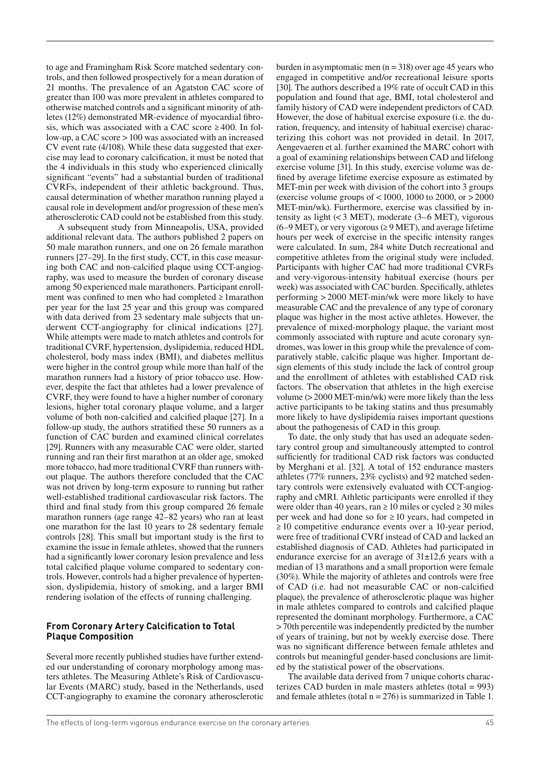to age and Framingham Risk Score matched sedentary controls, and then followed prospectively for a mean duration of 21 months. The prevalence of an Agatston CAC score of greater than 100 was more prevalent in athletes compared to otherwise matched controls and a significant minority of athletes (12%) demonstrated MR-evidence of myocardial fibrosis, which was associated with a CAC score ≥ 400. In follow-up, a CAC score > 100 was associated with an increased CV event rate (4/108). While these data suggested that exercise may lead to coronary calcification, it must be noted that the 4 individuals in this study who experienced clinically significant "events" had a substantial burden of traditional CVRFs, independent of their athletic background. Thus, causal determination of whether marathon running played a causal role in development and/or progression of these men's atherosclerotic CAD could not be established from this study.

A subsequent study from Minneapolis, USA, provided additional relevant data. The authors published 2 papers on 50 male marathon runners, and one on 26 female marathon runners [27–29]. In the first study, CCT, in this case measuring both CAC and non-calcified plaque using CCT-angiography, was used to measure the burden of coronary disease among 50 experienced male marathoners. Participant enrollment was confined to men who had completed ≥ 1marathon per year for the last 25 year and this group was compared with data derived from 23 sedentary male subjects that underwent CCT-angiography for clinical indications [27]. While attempts were made to match athletes and controls for traditional CVRF, hypertension, dyslipidemia, reduced HDL cholesterol, body mass index (BMI), and diabetes mellitus were higher in the control group while more than half of the marathon runners had a history of prior tobacco use. However, despite the fact that athletes had a lower prevalence of CVRF, they were found to have a higher number of coronary lesions, higher total coronary plaque volume, and a larger volume of both non-calcified and calcified plaque [27]. In a follow-up study, the authors stratified these 50 runners as a function of CAC burden and examined clinical correlates [29]. Runners with any measurable CAC were older, started running and ran their first marathon at an older age, smoked more tobacco, had more traditional CVRF than runners without plaque. The authors therefore concluded that the CAC was not driven by long-term exposure to running but rather well-established traditional cardiovascular risk factors. The third and final study from this group compared 26 female marathon runners (age range 42–82 years) who ran at least one marathon for the last 10 years to 28 sedentary female controls [28]. This small but important study is the first to examine the issue in female athletes, showed that the runners had a significantly lower coronary lesion prevalence and less total calcified plaque volume compared to sedentary controls. However, controls had a higher prevalence of hypertension, dyslipidemia, history of smoking, and a larger BMI rendering isolation of the effects of running challenging.

## From Coronary Artery Calcification to Total Plaque Composition

Several more recently published studies have further extended our understanding of coronary morphology among masters athletes. The Measuring Athlete's Risk of Cardiovascular Events (MARC) study, based in the Netherlands, used CCT-angiography to examine the coronary atherosclerotic burden in asymptomatic men (n = 318) over age 45 years who engaged in competitive and/or recreational leisure sports [30]. The authors described a 19% rate of occult CAD in this population and found that age, BMI, total cholesterol and family history of CAD were independent predictors of CAD. However, the dose of habitual exercise exposure (i.e. the duration, frequency, and intensity of habitual exercise) characterizing this cohort was not provided in detail. In 2017, Aengevaeren et al. further examined the MARC cohort with a goal of examining relationships between CAD and lifelong exercise volume [31]. In this study, exercise volume was defined by average lifetime exercise exposure as estimated by MET-min per week with division of the cohort into 3 groups (exercise volume groups of < 1000, 1000 to 2000, or > 2000 MET-min/wk). Furthermore, exercise was classified by intensity as light (< 3 MET), moderate (3–6 MET), vigorous (6–9 MET), or very vigorous (≥ 9 MET), and average lifetime hours per week of exercise in the specific intensity ranges were calculated. In sum, 284 white Dutch recreational and competitive athletes from the original study were included. Participants with higher CAC had more traditional CVRFs and very-vigorous-intensity habitual exercise (hours per week) was associated with CAC burden. Specifically, athletes performing > 2000 MET-min/wk were more likely to have measurable CAC and the prevalence of any type of coronary plaque was higher in the most active athletes. However, the prevalence of mixed-morphology plaque, the variant most commonly associated with rupture and acute coronary syndromes, was lower in this group while the prevalence of comparatively stable, calcific plaque was higher. Important design elements of this study include the lack of control group and the enrollment of athletes with established CAD risk factors. The observation that athletes in the high exercise volume (> 2000 MET-min/wk) were more likely than the less active participants to be taking statins and thus presumably more likely to have dyslipidemia raises important questions about the pathogenesis of CAD in this group.

To date, the only study that has used an adequate sedentary control group and simultaneously attempted to control sufficiently for traditional CAD risk factors was conducted by Merghani et al. [32]. A total of 152 endurance masters athletes (77% runners, 23% cyclists) and 92 matched sedentary controls were extensively evaluated with CCT-angiography and cMRI. Athletic participants were enrolled if they were older than 40 years, ran ≥ 10 miles or cycled ≥ 30 miles per week and had done so for ≥ 10 years, had competed in ≥ 10 competitive endurance events over a 10-year period, were free of traditional CVRf instead of CAD and lacked an established diagnosis of CAD. Athletes had participated in endurance exercise for an average of 31±12,6 years with a median of 13 marathons and a small proportion were female (30%). While the majority of athletes and controls were free of CAD (i.e. had not measurable CAC or non-calcified plaque), the prevalence of atherosclerotic plaque was higher in male athletes compared to controls and calcified plaque represented the dominant morphology. Furthermore, a CAC > 70th percentile was independently predicted by the number of years of training, but not by weekly exercise dose. There was no significant difference between female athletes and controls but meaningful gender-based conclusions are limited by the statistical power of the observations.

The available data derived from 7 unique cohorts characterizes CAD burden in male masters athletes (total = 993) and female athletes (total n = 276) is summarized in Table 1.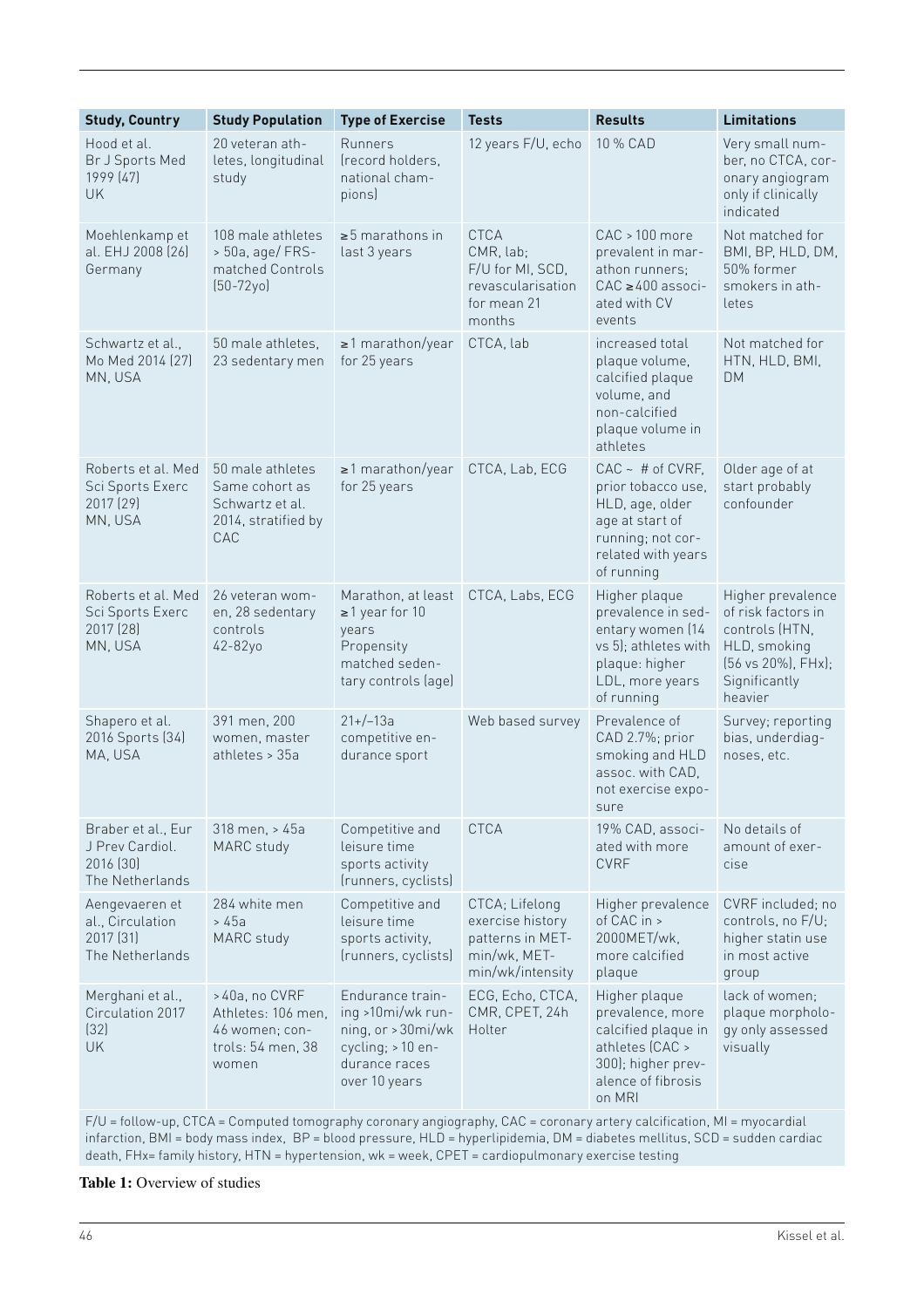| Study, Country | Study Population | Type of Exercise | Tests | Results | Limitations |
|---|---|---|---|---|---|
| Hood et al. Br J Sports Med 1999 (47) UK | 20 veteran athletes, longitudinal study | Runners (record holders, national champions) | 12 years F/U, echo | 10 % CAD | Very small number, no CTCA, coronary angiogram only if clinically indicated |
| Moehlenkamp et al. EHJ 2008 (26) Germany | 108 male athletes > 50a, age/ FRS-matched Controls (50-72yo) | ≥5 marathons in last 3 years | CTCA CMR, lab; F/U for MI, SCD, revascularisation for mean 21 months | CAC > 100 more prevalent in marathon runners; CAC ≥400 associated with CV events | Not matched for BMI, BP, HLD, DM, 50% former smokers in athletes |
| Schwartz et al., Mo Med 2014 (27) MN, USA | 50 male athletes, 23 sedentary men | ≥1 marathon/year for 25 years | CTCA, lab | increased total plaque volume, calcified plaque volume, and non-calcified plaque volume in athletes | Not matched for HTN, HLD, BMI, DM |
| Roberts et al. Med Sci Sports Exerc 2017 (29) MN, USA | 50 male athletes Same cohort as Schwartz et al. 2014, stratified by CAC | ≥1 marathon/year for 25 years | CTCA, Lab, ECG | CAC ~ # of CVRF, prior tobacco use, HLD, age, older age at start of running; not correlated with years of running | Older age of at start probably confounder |
| Roberts et al. Med Sci Sports Exerc 2017 (28) MN, USA | 26 veteran women, 28 sedentary controls 42-82yo | Marathon, at least ≥1 year for 10 years Propensity matched sedentary controls (age) | CTCA, Labs, ECG | Higher plaque prevalence in sedentary women (14 vs 5); athletes with plaque: higher LDL, more years of running | Higher prevalence of risk factors in controls (HTN, HLD, smoking (56 vs 20%), FHx); Significantly heavier |
| Shapero et al. 2016 Sports (34) MA, USA | 391 men, 200 women, master athletes > 35a | 21+/–13a competitive endurance sport | Web based survey | Prevalence of CAD 2.7%; prior smoking and HLD assoc. with CAD, not exercise exposure | Survey; reporting bias, underdiagnoses, etc. |
| Braber et al., Eur J Prev Cardiol. 2016 (30) The Netherlands | 318 men, > 45a MARC study | Competitive and leisure time sports activity (runners, cyclists) | CTCA | 19% CAD, associated with more CVRF | No details of amount of exercise |
| Aengevaeren et al., Circulation 2017 (31) The Netherlands | 284 white men > 45a MARC study | Competitive and leisure time sports activity, (runners, cyclists) | CTCA; Lifelong exercise history patterns in MET-min/wk, MET-min/wk/intensity | Higher prevalence of CAC in > 2000MET/wk, more calcified plaque | CVRF included; no controls, no F/U; higher statin use in most active group |
| Merghani et al., Circulation 2017 (32) UK | >40a, no CVRF Athletes: 106 men, 46 women; controls: 54 men, 38 women | Endurance training >10mi/wk running, or >30mi/wk cycling; >10 endurance races over 10 years | ECG, Echo, CTCA, CMR, CPET, 24h Holter | Higher plaque prevalence, more calcified plaque in athletes (CAC > 300); higher prevalence of fibrosis on MRI | lack of women; plaque morphology only assessed visually |

F/U = follow-up, CTCA = Computed tomography coronary angiography, CAC = coronary artery calcification, MI = myocardial infarction, BMI = body mass index, BP = blood pressure, HLD = hyperlipidemia, DM = diabetes mellitus, SCD = sudden cardiac death, FHx= family history, HTN = hypertension, wk = week, CPET = cardiopulmonary exercise testing

**Table 1:** Overview of studies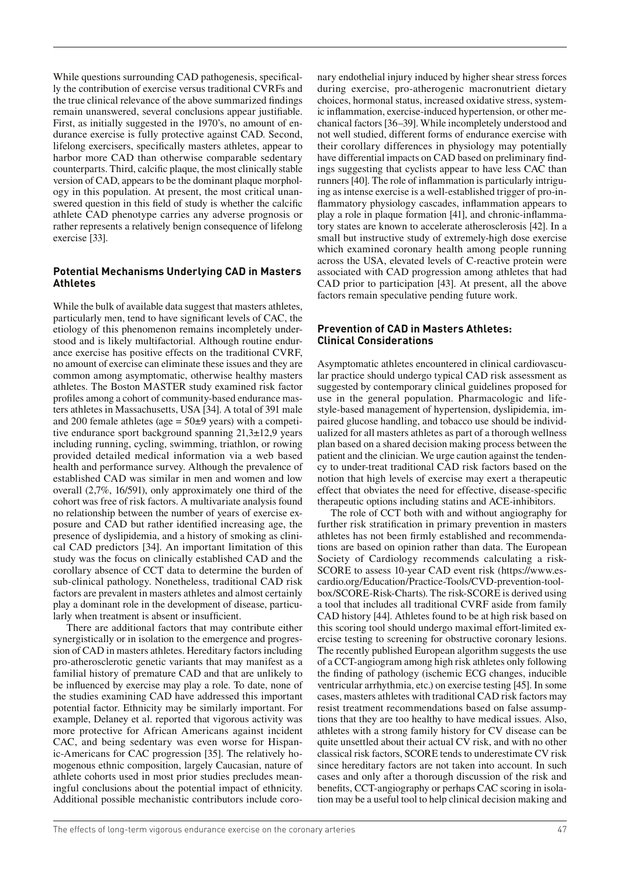While questions surrounding CAD pathogenesis, specifically the contribution of exercise versus traditional CVRFs and the true clinical relevance of the above summarized findings remain unanswered, several conclusions appear justifiable. First, as initially suggested in the 1970's, no amount of endurance exercise is fully protective against CAD. Second, lifelong exercisers, specifically masters athletes, appear to harbor more CAD than otherwise comparable sedentary counterparts. Third, calcific plaque, the most clinically stable version of CAD, appears to be the dominant plaque morphology in this population. At present, the most critical unanswered question in this field of study is whether the calcific athlete CAD phenotype carries any adverse prognosis or rather represents a relatively benign consequence of lifelong exercise [33].

### Potential Mechanisms Underlying CAD in Masters Athletes

While the bulk of available data suggest that masters athletes, particularly men, tend to have significant levels of CAC, the etiology of this phenomenon remains incompletely understood and is likely multifactorial. Although routine endurance exercise has positive effects on the traditional CVRF, no amount of exercise can eliminate these issues and they are common among asymptomatic, otherwise healthy masters athletes. The Boston MASTER study examined risk factor profiles among a cohort of community-based endurance masters athletes in Massachusetts, USA [34]. A total of 391 male and 200 female athletes (age = 50±9 years) with a competitive endurance sport background spanning 21,3±12,9 years including running, cycling, swimming, triathlon, or rowing provided detailed medical information via a web based health and performance survey. Although the prevalence of established CAD was similar in men and women and low overall (2,7%, 16/591), only approximately one third of the cohort was free of risk factors. A multivariate analysis found no relationship between the number of years of exercise exposure and CAD but rather identified increasing age, the presence of dyslipidemia, and a history of smoking as clinical CAD predictors [34]. An important limitation of this study was the focus on clinically established CAD and the corollary absence of CCT data to determine the burden of sub-clinical pathology. Nonetheless, traditional CAD risk factors are prevalent in masters athletes and almost certainly play a dominant role in the development of disease, particularly when treatment is absent or insufficient.

There are additional factors that may contribute either synergistically or in isolation to the emergence and progression of CAD in masters athletes. Hereditary factors including pro-atherosclerotic genetic variants that may manifest as a familial history of premature CAD and that are unlikely to be influenced by exercise may play a role. To date, none of the studies examining CAD have addressed this important potential factor. Ethnicity may be similarly important. For example, Delaney et al. reported that vigorous activity was more protective for African Americans against incident CAC, and being sedentary was even worse for Hispanic-Americans for CAC progression [35]. The relatively homogenous ethnic composition, largely Caucasian, nature of athlete cohorts used in most prior studies precludes meaningful conclusions about the potential impact of ethnicity. Additional possible mechanistic contributors include coronary endothelial injury induced by higher shear stress forces during exercise, pro-atherogenic macronutrient dietary choices, hormonal status, increased oxidative stress, systemic inflammation, exercise-induced hypertension, or other mechanical factors [36–39]. While incompletely understood and not well studied, different forms of endurance exercise with their corollary differences in physiology may potentially have differential impacts on CAD based on preliminary findings suggesting that cyclists appear to have less CAC than runners [40]. The role of inflammation is particularly intriguing as intense exercise is a well-established trigger of pro-inflammatory physiology cascades, inflammation appears to play a role in plaque formation [41], and chronic-inflammatory states are known to accelerate atherosclerosis [42]. In a small but instructive study of extremely-high dose exercise which examined coronary health among people running across the USA, elevated levels of C-reactive protein were associated with CAD progression among athletes that had CAD prior to participation [43]. At present, all the above factors remain speculative pending future work.

### Prevention of CAD in Masters Athletes: Clinical Considerations

Asymptomatic athletes encountered in clinical cardiovascular practice should undergo typical CAD risk assessment as suggested by contemporary clinical guidelines proposed for use in the general population. Pharmacologic and lifestyle-based management of hypertension, dyslipidemia, impaired glucose handling, and tobacco use should be individualized for all masters athletes as part of a thorough wellness plan based on a shared decision making process between the patient and the clinician. We urge caution against the tendency to under-treat traditional CAD risk factors based on the notion that high levels of exercise may exert a therapeutic effect that obviates the need for effective, disease-specific therapeutic options including statins and ACE-inhibitors.

The role of CCT both with and without angiography for further risk stratification in primary prevention in masters athletes has not been firmly established and recommendations are based on opinion rather than data. The European Society of Cardiology recommends calculating a risk-SCORE to assess 10-year CAD event risk (https://www.escardio.org/Education/Practice-Tools/CVD-prevention-toolbox/SCORE-Risk-Charts). The risk-SCORE is derived using a tool that includes all traditional CVRF aside from family CAD history [44]. Athletes found to be at high risk based on this scoring tool should undergo maximal effort-limited exercise testing to screening for obstructive coronary lesions. The recently published European algorithm suggests the use of a CCT-angiogram among high risk athletes only following the finding of pathology (ischemic ECG changes, inducible ventricular arrhythmia, etc.) on exercise testing [45]. In some cases, masters athletes with traditional CAD risk factors may resist treatment recommendations based on false assumptions that they are too healthy to have medical issues. Also, athletes with a strong family history for CV disease can be quite unsettled about their actual CV risk, and with no other classical risk factors, SCORE tends to underestimate CV risk since hereditary factors are not taken into account. In such cases and only after a thorough discussion of the risk and benefits, CCT-angiography or perhaps CAC scoring in isolation may be a useful tool to help clinical decision making and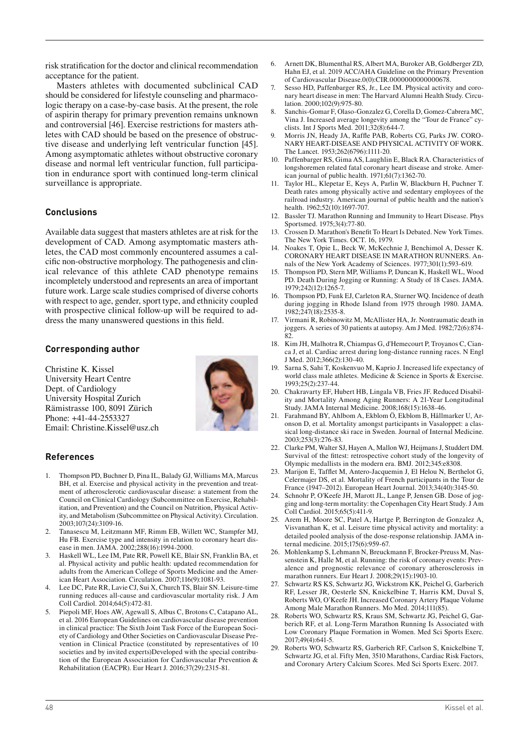risk stratification for the doctor and clinical recommendation acceptance for the patient.

Masters athletes with documented subclinical CAD should be considered for lifestyle counseling and pharmacologic therapy on a case-by-case basis. At the present, the role of aspirin therapy for primary prevention remains unknown and controversial [46]. Exercise restrictions for masters athletes with CAD should be based on the presence of obstructive disease and underlying left ventricular function [45]. Among asymptomatic athletes without obstructive coronary disease and normal left ventricular function, full participation in endurance sport with continued long-term clinical surveillance is appropriate.

## Conclusions

Available data suggest that masters athletes are at risk for the development of CAD. Among asymptomatic masters athletes, the CAD most commonly encountered assumes a calcific non-obstructive morphology. The pathogenesis and clinical relevance of this athlete CAD phenotype remains incompletely understood and represents an area of important future work. Large scale studies comprised of diverse cohorts with respect to age, gender, sport type, and ethnicity coupled with prospective clinical follow-up will be required to address the many unanswered questions in this field.

## Corresponding author

Christine K. Kissel
University Heart Centre
Dept. of Cardiology
University Hospital Zurich
Rämistrasse 100, 8091 Zürich
Phone: +41-44-2553327
Email: Christine.Kissel@usz.ch

## References

1. Thompson PD, Buchner D, Pina IL, Balady GJ, Williams MA, Marcus BH, et al. Exercise and physical activity in the prevention and treatment of atherosclerotic cardiovascular disease: a statement from the Council on Clinical Cardiology (Subcommittee on Exercise, Rehabilitation, and Prevention) and the Council on Nutrition, Physical Activity, and Metabolism (Subcommittee on Physical Activity). Circulation. 2003;107(24):3109-16.
2. Tanasescu M, Leitzmann MF, Rimm EB, Willett WC, Stampfer MJ, Hu FB. Exercise type and intensity in relation to coronary heart disease in men. JAMA. 2002;288(16):1994-2000.
3. Haskell WL, Lee IM, Pate RR, Powell KE, Blair SN, Franklin BA, et al. Physical activity and public health: updated recommendation for adults from the American College of Sports Medicine and the American Heart Association. Circulation. 2007;116(9):1081-93.
4. Lee DC, Pate RR, Lavie CJ, Sui X, Church TS, Blair SN. Leisure-time running reduces all-cause and cardiovascular mortality risk. J Am Coll Cardiol. 2014;64(5):472-81.
5. Piepoli MF, Hoes AW, Agewall S, Albus C, Brotons C, Catapano AL, et al. 2016 European Guidelines on cardiovascular disease prevention in clinical practice: The Sixth Joint Task Force of the European Society of Cardiology and Other Societies on Cardiovascular Disease Prevention in Clinical Practice (constituted by representatives of 10 societies and by invited experts)Developed with the special contribution of the European Association for Cardiovascular Prevention & Rehabilitation (EACPR). Eur Heart J. 2016;37(29):2315-81.
6. Arnett DK, Blumenthal RS, Albert MA, Buroker AB, Goldberger ZD, Hahn EJ, et al. 2019 ACC/AHA Guideline on the Primary Prevention of Cardiovascular Disease.0(0):CIR.0000000000000678.
7. Sesso HD, Paffenbarger RS, Jr., Lee IM. Physical activity and coronary heart disease in men: The Harvard Alumni Health Study. Circulation. 2000;102(9):975-80.
8. Sanchis-Gomar F, Olaso-Gonzalez G, Corella D, Gomez-Cabrera MC, Vina J. Increased average longevity among the "Tour de France" cyclists. Int J Sports Med. 2011;32(8):644-7.
9. Morris JN, Heady JA, Raffle PAB, Roberts CG, Parks JW. CORONARY HEART-DISEASE AND PHYSICAL ACTIVITY OF WORK. The Lancet. 1953;262(6796):1111-20.
10. Paffenbarger RS, Gima AS, Laughlin E, Black RA. Characteristics of longshoremen related fatal coronary heart disease and stroke. American journal of public health. 1971;61(7):1362-70.
11. Taylor HL, Klepetar E, Keys A, Parlin W, Blackburn H, Puchner T. Death rates among physically active and sedentary employees of the railroad industry. American journal of public health and the nation's health. 1962;52(10):1697-707.
12. Bassler TJ. Marathon Running and Immunity to Heart Disease. Phys Sportsmed. 1975;3(4):77-80.
13. Crossen D. Marathon's Benefit To Heart Is Debated. New York Times. The New York Times. OCT. 16, 1979.
14. Noakes T, Opie L, Beck W, McKechnie J, Benchimol A, Desser K. CORONARY HEART DISEASE IN MARATHON RUNNERS. Annals of the New York Academy of Sciences. 1977;301(1):593-619.
15. Thompson PD, Stern MP, Williams P, Duncan K, Haskell WL, Wood PD. Death During Jogging or Running: A Study of 18 Cases. JAMA. 1979;242(12):1265-7.
16. Thompson PD, Funk EJ, Carleton RA, Sturner WQ. Incidence of death during jogging in Rhode Island from 1975 through 1980. JAMA. 1982;247(18):2535-8.
17. Virmani R, Robinowitz M, McAllister HA, Jr. Nontraumatic death in joggers. A series of 30 patients at autopsy. Am J Med. 1982;72(6):874-82.
18. Kim JH, Malhotra R, Chiampas G, d'Hemecourt P, Troyanos C, Cianca J, et al. Cardiac arrest during long-distance running races. N Engl J Med. 2012;366(2):130-40.
19. Sarna S, Sahi T, Koskenvuo M, Kaprio J. Increased life expectancy of world class male athletes. Medicine & Science in Sports & Exercise. 1993;25(2):237-44.
20. Chakravarty EF, Hubert HB, Lingala VB, Fries JF. Reduced Disability and Mortality Among Aging Runners: A 21-Year Longitudinal Study. JAMA Internal Medicine. 2008;168(15):1638-46.
21. Farahmand BY, Ahlbom A, Ekblom Ö, Ekblom B, Hållmarker U, Aronson D, et al. Mortality amongst participants in Vasaloppet: a classical long-distance ski race in Sweden. Journal of Internal Medicine. 2003;253(3):276-83.
22. Clarke PM, Walter SJ, Hayen A, Mallon WJ, Heijmans J, Studdert DM. Survival of the fittest: retrospective cohort study of the longevity of Olympic medallists in the modern era. BMJ. 2012;345:e8308.
23. Marijon E, Tafflet M, Antero-Jacquemin J, El Helou N, Berthelot G, Celermajer DS, et al. Mortality of French participants in the Tour de France (1947–2012). European Heart Journal. 2013;34(40):3145-50.
24. Schnohr P, O'Keefe JH, Marott JL, Lange P, Jensen GB. Dose of jogging and long-term mortality: the Copenhagen City Heart Study. J Am Coll Cardiol. 2015;65(5):411-9.
25. Arem H, Moore SC, Patel A, Hartge P, Berrington de Gonzalez A, Visvanathan K, et al. Leisure time physical activity and mortality: a detailed pooled analysis of the dose-response relationship. JAMA internal medicine. 2015;175(6):959-67.
26. Mohlenkamp S, Lehmann N, Breuckmann F, Brocker-Preuss M, Nassenstein K, Halle M, et al. Running: the risk of coronary events: Prevalence and prognostic relevance of coronary atherosclerosis in marathon runners. Eur Heart J. 2008;29(15):1903-10.
27. Schwartz RS KS, Schwartz JG, Wickstrom KK, Peichel G, Garberich RF, Lesser JR, Oesterle SN, Knickelbine T, Harris KM, Duval S, Roberts WO, O'Keefe JH. Increased Coronary Artery Plaque Volume Among Male Marathon Runners. Mo Med. 2014;111(85).
28. Roberts WO, Schwartz RS, Kraus SM, Schwartz JG, Peichel G, Garberich RF, et al. Long-Term Marathon Running Is Associated with Low Coronary Plaque Formation in Women. Med Sci Sports Exerc. 2017;49(4):641-5.
29. Roberts WO, Schwartz RS, Garberich RF, Carlson S, Knickelbine T, Schwartz JG, et al. Fifty Men, 3510 Marathons, Cardiac Risk Factors, and Coronary Artery Calcium Scores. Med Sci Sports Exerc. 2017.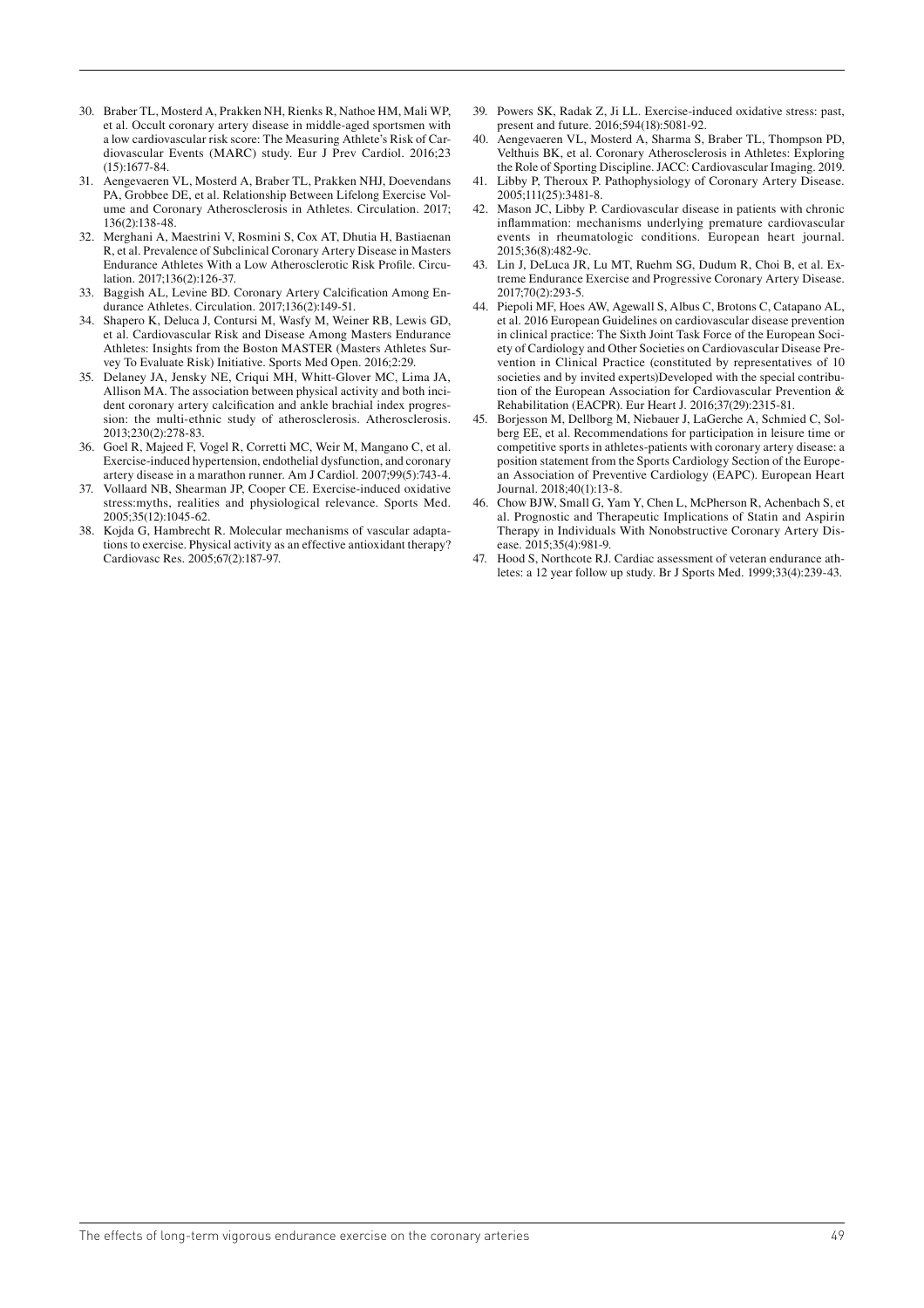30. Braber TL, Mosterd A, Prakken NH, Rienks R, Nathoe HM, Mali WP, et al. Occult coronary artery disease in middle-aged sportsmen with a low cardiovascular risk score: The Measuring Athlete's Risk of Cardiovascular Events (MARC) study. Eur J Prev Cardiol. 2016;23 (15):1677-84.
31. Aengevaeren VL, Mosterd A, Braber TL, Prakken NHJ, Doevendans PA, Grobbee DE, et al. Relationship Between Lifelong Exercise Volume and Coronary Atherosclerosis in Athletes. Circulation. 2017; 136(2):138-48.
32. Merghani A, Maestrini V, Rosmini S, Cox AT, Dhutia H, Bastiaenan R, et al. Prevalence of Subclinical Coronary Artery Disease in Masters Endurance Athletes With a Low Atherosclerotic Risk Profile. Circulation. 2017;136(2):126-37.
33. Baggish AL, Levine BD. Coronary Artery Calcification Among Endurance Athletes. Circulation. 2017;136(2):149-51.
34. Shapero K, Deluca J, Contursi M, Wasfy M, Weiner RB, Lewis GD, et al. Cardiovascular Risk and Disease Among Masters Endurance Athletes: Insights from the Boston MASTER (Masters Athletes Survey To Evaluate Risk) Initiative. Sports Med Open. 2016;2:29.
35. Delaney JA, Jensky NE, Criqui MH, Whitt-Glover MC, Lima JA, Allison MA. The association between physical activity and both incident coronary artery calcification and ankle brachial index progression: the multi-ethnic study of atherosclerosis. Atherosclerosis. 2013;230(2):278-83.
36. Goel R, Majeed F, Vogel R, Corretti MC, Weir M, Mangano C, et al. Exercise-induced hypertension, endothelial dysfunction, and coronary artery disease in a marathon runner. Am J Cardiol. 2007;99(5):743-4.
37. Vollaard NB, Shearman JP, Cooper CE. Exercise-induced oxidative stress:myths, realities and physiological relevance. Sports Med. 2005;35(12):1045-62.
38. Kojda G, Hambrecht R. Molecular mechanisms of vascular adaptations to exercise. Physical activity as an effective antioxidant therapy? Cardiovasc Res. 2005;67(2):187-97.
39. Powers SK, Radak Z, Ji LL. Exercise-induced oxidative stress: past, present and future. 2016;594(18):5081-92.
40. Aengevaeren VL, Mosterd A, Sharma S, Braber TL, Thompson PD, Velthuis BK, et al. Coronary Atherosclerosis in Athletes: Exploring the Role of Sporting Discipline. JACC: Cardiovascular Imaging. 2019.
41. Libby P, Theroux P. Pathophysiology of Coronary Artery Disease. 2005;111(25):3481-8.
42. Mason JC, Libby P. Cardiovascular disease in patients with chronic inflammation: mechanisms underlying premature cardiovascular events in rheumatologic conditions. European heart journal. 2015;36(8):482-9c.
43. Lin J, DeLuca JR, Lu MT, Ruehm SG, Dudum R, Choi B, et al. Extreme Endurance Exercise and Progressive Coronary Artery Disease. 2017;70(2):293-5.
44. Piepoli MF, Hoes AW, Agewall S, Albus C, Brotons C, Catapano AL, et al. 2016 European Guidelines on cardiovascular disease prevention in clinical practice: The Sixth Joint Task Force of the European Society of Cardiology and Other Societies on Cardiovascular Disease Prevention in Clinical Practice (constituted by representatives of 10 societies and by invited experts)Developed with the special contribution of the European Association for Cardiovascular Prevention & Rehabilitation (EACPR). Eur Heart J. 2016;37(29):2315-81.
45. Borjesson M, Dellborg M, Niebauer J, LaGerche A, Schmied C, Solberg EE, et al. Recommendations for participation in leisure time or competitive sports in athletes-patients with coronary artery disease: a position statement from the Sports Cardiology Section of the European Association of Preventive Cardiology (EAPC). European Heart Journal. 2018;40(1):13-8.
46. Chow BJW, Small G, Yam Y, Chen L, McPherson R, Achenbach S, et al. Prognostic and Therapeutic Implications of Statin and Aspirin Therapy in Individuals With Nonobstructive Coronary Artery Disease. 2015;35(4):981-9.
47. Hood S, Northcote RJ. Cardiac assessment of veteran endurance athletes: a 12 year follow up study. Br J Sports Med. 1999;33(4):239-43.